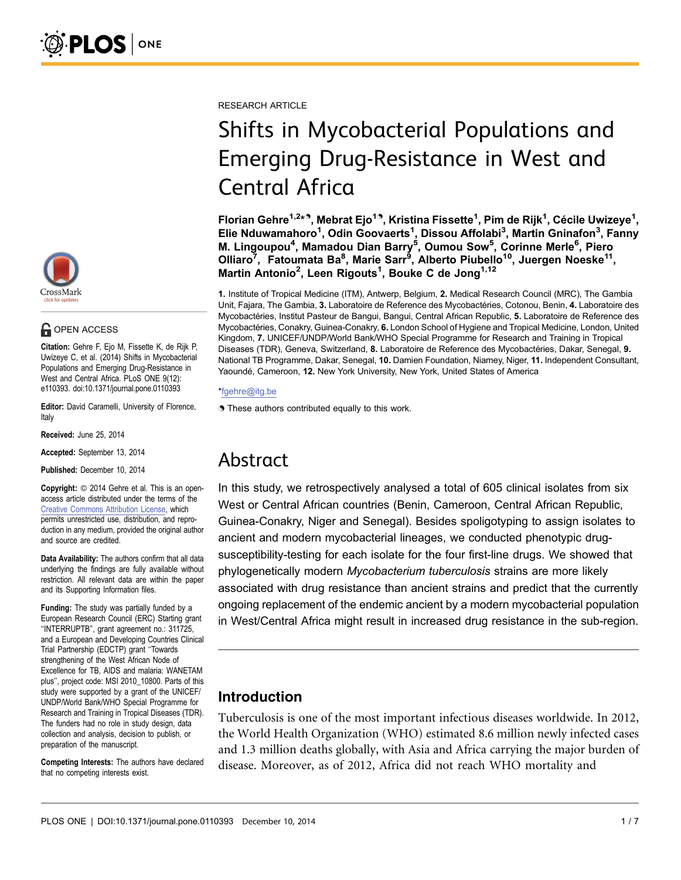RESEARCH ARTICLE

# Shifts in Mycobacterial Populations and Emerging Drug-Resistance in West and Central Africa

**Florian Gehre[1,2*◗], Mebrat Ejo[1◗], Kristina Fissette[1], Pim de Rijk[1], Cécile Uwizeye[1], Elie Nduwamahoro[1], Odin Goovaerts[1], Dissou Affolabi[3], Martin Gninafon[3], Fanny M. Lingoupou[4], Mamadou Dian Barry[5], Oumou Sow[5], Corinne Merle[6], Piero Olliaro[7], Fatoumata Ba[8], Marie Sarr[9], Alberto Piubello[10], Juergen Noeske[11], Martin Antonio[2], Leen Rigouts[1], Bouke C de Jong[1,12]**

**1.** Institute of Tropical Medicine (ITM), Antwerp, Belgium, **2.** Medical Research Council (MRC), The Gambia Unit, Fajara, The Gambia, **3.** Laboratoire de Reference des Mycobactéries, Cotonou, Benin, **4.** Laboratoire des Mycobactéries, Institut Pasteur de Bangui, Bangui, Central African Republic, **5.** Laboratoire de Reference des Mycobactéries, Conakry, Guinea-Conakry, **6.** London School of Hygiene and Tropical Medicine, London, United Kingdom, **7.** UNICEF/UNDP/World Bank/WHO Special Programme for Research and Training in Tropical Diseases (TDR), Geneva, Switzerland, **8.** Laboratoire de Reference des Mycobactéries, Dakar, Senegal, **9.** National TB Programme, Dakar, Senegal, **10.** Damien Foundation, Niamey, Niger, **11.** Independent Consultant, Yaoundé, Cameroon, **12.** New York University, New York, United States of America

*fgehre@itg.be

◗ These authors contributed equally to this work.

OPEN ACCESS

**Citation:** Gehre F, Ejo M, Fissette K, de Rijk P, Uwizeye C, et al. (2014) Shifts in Mycobacterial Populations and Emerging Drug-Resistance in West and Central Africa. PLoS ONE 9(12): e110393. doi:10.1371/journal.pone.0110393

**Editor:** David Caramelli, University of Florence, Italy

**Received:** June 25, 2014

**Accepted:** September 13, 2014

**Published:** December 10, 2014

**Copyright:** © 2014 Gehre et al. This is an open-access article distributed under the terms of the Creative Commons Attribution License, which permits unrestricted use, distribution, and reproduction in any medium, provided the original author and source are credited.

**Data Availability:** The authors confirm that all data underlying the findings are fully available without restriction. All relevant data are within the paper and its Supporting Information files.

**Funding:** The study was partially funded by a European Research Council (ERC) Starting grant "INTERRUPTB", grant agreement no.: 311725, and a European and Developing Countries Clinical Trial Partnership (EDCTP) grant "Towards strengthening of the West African Node of Excellence for TB, AIDS and malaria: WANETAM plus", project code: MSI 2010_10800. Parts of this study were supported by a grant of the UNICEF/UNDP/World Bank/WHO Special Programme for Research and Training in Tropical Diseases (TDR). The funders had no role in study design, data collection and analysis, decision to publish, or preparation of the manuscript.

**Competing Interests:** The authors have declared that no competing interests exist.

# Abstract

In this study, we retrospectively analysed a total of 605 clinical isolates from six West or Central African countries (Benin, Cameroon, Central African Republic, Guinea-Conakry, Niger and Senegal). Besides spoligotyping to assign isolates to ancient and modern mycobacterial lineages, we conducted phenotypic drug-susceptibility-testing for each isolate for the four first-line drugs. We showed that phylogenetically modern *Mycobacterium tuberculosis* strains are more likely associated with drug resistance than ancient strains and predict that the currently ongoing replacement of the endemic ancient by a modern mycobacterial population in West/Central Africa might result in increased drug resistance in the sub-region.

## Introduction

Tuberculosis is one of the most important infectious diseases worldwide. In 2012, the World Health Organization (WHO) estimated 8.6 million newly infected cases and 1.3 million deaths globally, with Asia and Africa carrying the major burden of disease. Moreover, as of 2012, Africa did not reach WHO mortality and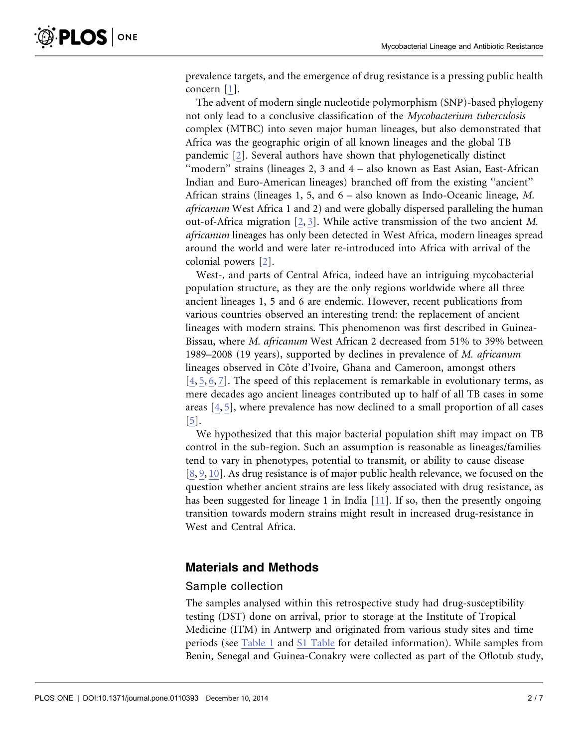prevalence targets, and the emergence of drug resistance is a pressing public health concern [1].

The advent of modern single nucleotide polymorphism (SNP)-based phylogeny not only lead to a conclusive classification of the *Mycobacterium tuberculosis* complex (MTBC) into seven major human lineages, but also demonstrated that Africa was the geographic origin of all known lineages and the global TB pandemic [2]. Several authors have shown that phylogenetically distinct "modern" strains (lineages 2, 3 and 4 – also known as East Asian, East-African Indian and Euro-American lineages) branched off from the existing "ancient" African strains (lineages 1, 5, and 6 – also known as Indo-Oceanic lineage, *M. africanum* West Africa 1 and 2) and were globally dispersed paralleling the human out-of-Africa migration [2, 3]. While active transmission of the two ancient *M. africanum* lineages has only been detected in West Africa, modern lineages spread around the world and were later re-introduced into Africa with arrival of the colonial powers [2].

West-, and parts of Central Africa, indeed have an intriguing mycobacterial population structure, as they are the only regions worldwide where all three ancient lineages 1, 5 and 6 are endemic. However, recent publications from various countries observed an interesting trend: the replacement of ancient lineages with modern strains. This phenomenon was first described in Guinea-Bissau, where *M. africanum* West African 2 decreased from 51% to 39% between 1989–2008 (19 years), supported by declines in prevalence of *M. africanum* lineages observed in Côte d'Ivoire, Ghana and Cameroon, amongst others [4, 5, 6, 7]. The speed of this replacement is remarkable in evolutionary terms, as mere decades ago ancient lineages contributed up to half of all TB cases in some areas [4, 5], where prevalence has now declined to a small proportion of all cases [5].

We hypothesized that this major bacterial population shift may impact on TB control in the sub-region. Such an assumption is reasonable as lineages/families tend to vary in phenotypes, potential to transmit, or ability to cause disease [8, 9, 10]. As drug resistance is of major public health relevance, we focused on the question whether ancient strains are less likely associated with drug resistance, as has been suggested for lineage 1 in India [11]. If so, then the presently ongoing transition towards modern strains might result in increased drug-resistance in West and Central Africa.

## Materials and Methods

### Sample collection

The samples analysed within this retrospective study had drug-susceptibility testing (DST) done on arrival, prior to storage at the Institute of Tropical Medicine (ITM) in Antwerp and originated from various study sites and time periods (see Table 1 and S1 Table for detailed information). While samples from Benin, Senegal and Guinea-Conakry were collected as part of the Oflotub study,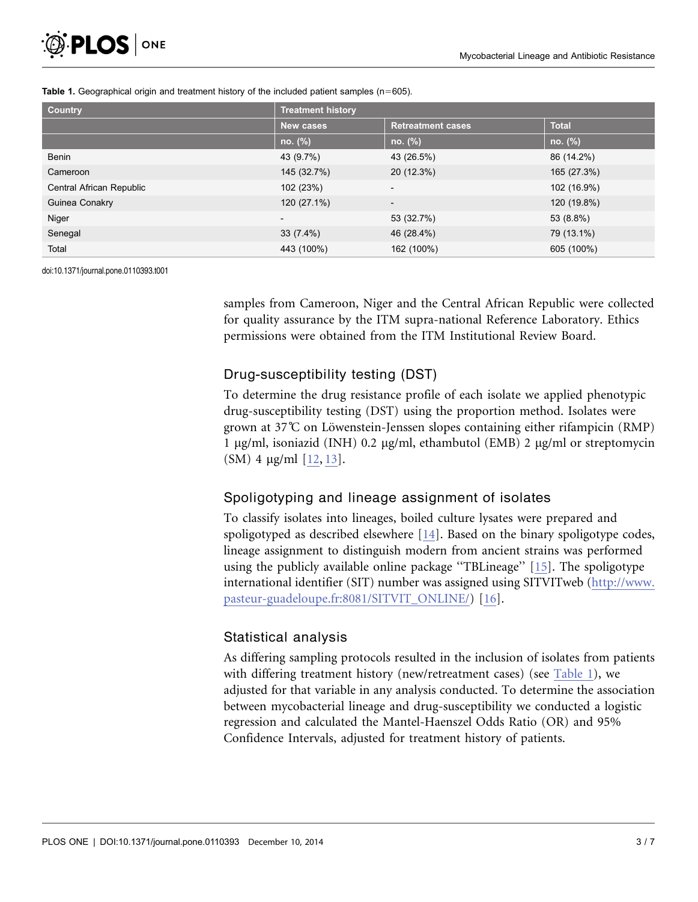**Table 1.** Geographical origin and treatment history of the included patient samples (n=605).

| Country | Treatment history | | |
| --- | --- | --- | --- |
| | New cases | Retreatment cases | Total |
| | no. (%) | no. (%) | no. (%) |
| Benin | 43 (9.7%) | 43 (26.5%) | 86 (14.2%) |
| Cameroon | 145 (32.7%) | 20 (12.3%) | 165 (27.3%) |
| Central African Republic | 102 (23%) | - | 102 (16.9%) |
| Guinea Conakry | 120 (27.1%) | - | 120 (19.8%) |
| Niger | - | 53 (32.7%) | 53 (8.8%) |
| Senegal | 33 (7.4%) | 46 (28.4%) | 79 (13.1%) |
| Total | 443 (100%) | 162 (100%) | 605 (100%) |

doi:10.1371/journal.pone.0110393.t001

samples from Cameroon, Niger and the Central African Republic were collected for quality assurance by the ITM supra-national Reference Laboratory. Ethics permissions were obtained from the ITM Institutional Review Board.

## Drug-susceptibility testing (DST)

To determine the drug resistance profile of each isolate we applied phenotypic drug-susceptibility testing (DST) using the proportion method. Isolates were grown at 37℃ on Löwenstein-Jenssen slopes containing either rifampicin (RMP) 1 μg/ml, isoniazid (INH) 0.2 μg/ml, ethambutol (EMB) 2 μg/ml or streptomycin (SM) 4 μg/ml [12, 13].

## Spoligotyping and lineage assignment of isolates

To classify isolates into lineages, boiled culture lysates were prepared and spoligotyped as described elsewhere [14]. Based on the binary spoligotype codes, lineage assignment to distinguish modern from ancient strains was performed using the publicly available online package ''TBLineage'' [15]. The spoligotype international identifier (SIT) number was assigned using SITVITweb (http://www.pasteur-guadeloupe.fr:8081/SITVIT_ONLINE/) [16].

## Statistical analysis

As differing sampling protocols resulted in the inclusion of isolates from patients with differing treatment history (new/retreatment cases) (see Table 1), we adjusted for that variable in any analysis conducted. To determine the association between mycobacterial lineage and drug-susceptibility we conducted a logistic regression and calculated the Mantel-Haenszel Odds Ratio (OR) and 95% Confidence Intervals, adjusted for treatment history of patients.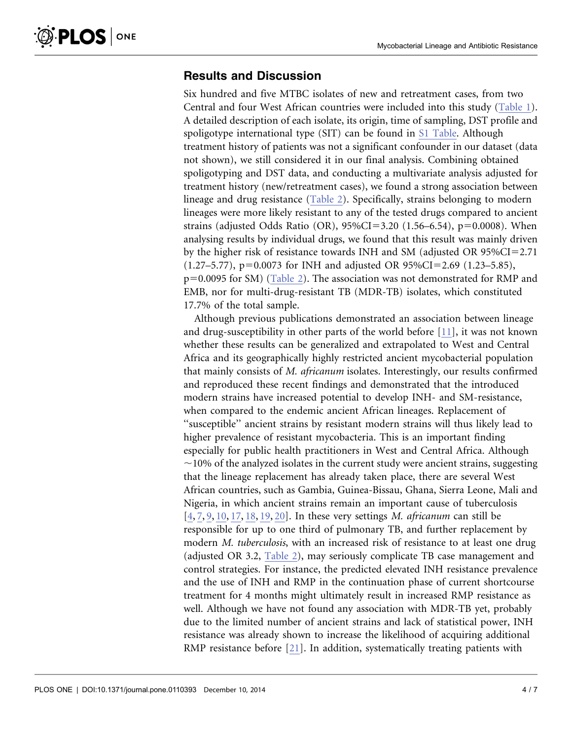## Results and Discussion

Six hundred and five MTBC isolates of new and retreatment cases, from two Central and four West African countries were included into this study (Table 1). A detailed description of each isolate, its origin, time of sampling, DST profile and spoligotype international type (SIT) can be found in S1 Table. Although treatment history of patients was not a significant confounder in our dataset (data not shown), we still considered it in our final analysis. Combining obtained spoligotyping and DST data, and conducting a multivariate analysis adjusted for treatment history (new/retreatment cases), we found a strong association between lineage and drug resistance (Table 2). Specifically, strains belonging to modern lineages were more likely resistant to any of the tested drugs compared to ancient strains (adjusted Odds Ratio (OR), 95%CI=3.20 (1.56–6.54), $p=0.0008$). When analysing results by individual drugs, we found that this result was mainly driven by the higher risk of resistance towards INH and SM (adjusted OR 95%CI=2.71 (1.27–5.77), $p=0.0073$ for INH and adjusted OR 95%CI=2.69 (1.23–5.85), $p=0.0095$ for SM) (Table 2). The association was not demonstrated for RMP and EMB, nor for multi-drug-resistant TB (MDR-TB) isolates, which constituted 17.7% of the total sample.

Although previous publications demonstrated an association between lineage and drug-susceptibility in other parts of the world before [11], it was not known whether these results can be generalized and extrapolated to West and Central Africa and its geographically highly restricted ancient mycobacterial population that mainly consists of *M. africanum* isolates. Interestingly, our results confirmed and reproduced these recent findings and demonstrated that the introduced modern strains have increased potential to develop INH- and SM-resistance, when compared to the endemic ancient African lineages. Replacement of ''susceptible'' ancient strains by resistant modern strains will thus likely lead to higher prevalence of resistant mycobacteria. This is an important finding especially for public health practitioners in West and Central Africa. Although ~10% of the analyzed isolates in the current study were ancient strains, suggesting that the lineage replacement has already taken place, there are several West African countries, such as Gambia, Guinea-Bissau, Ghana, Sierra Leone, Mali and Nigeria, in which ancient strains remain an important cause of tuberculosis [4, 7, 9, 10, 17, 18, 19, 20]. In these very settings *M. africanum* can still be responsible for up to one third of pulmonary TB, and further replacement by modern *M. tuberculosis*, with an increased risk of resistance to at least one drug (adjusted OR 3.2, Table 2), may seriously complicate TB case management and control strategies. For instance, the predicted elevated INH resistance prevalence and the use of INH and RMP in the continuation phase of current shortcourse treatment for 4 months might ultimately result in increased RMP resistance as well. Although we have not found any association with MDR-TB yet, probably due to the limited number of ancient strains and lack of statistical power, INH resistance was already shown to increase the likelihood of acquiring additional RMP resistance before [21]. In addition, systematically treating patients with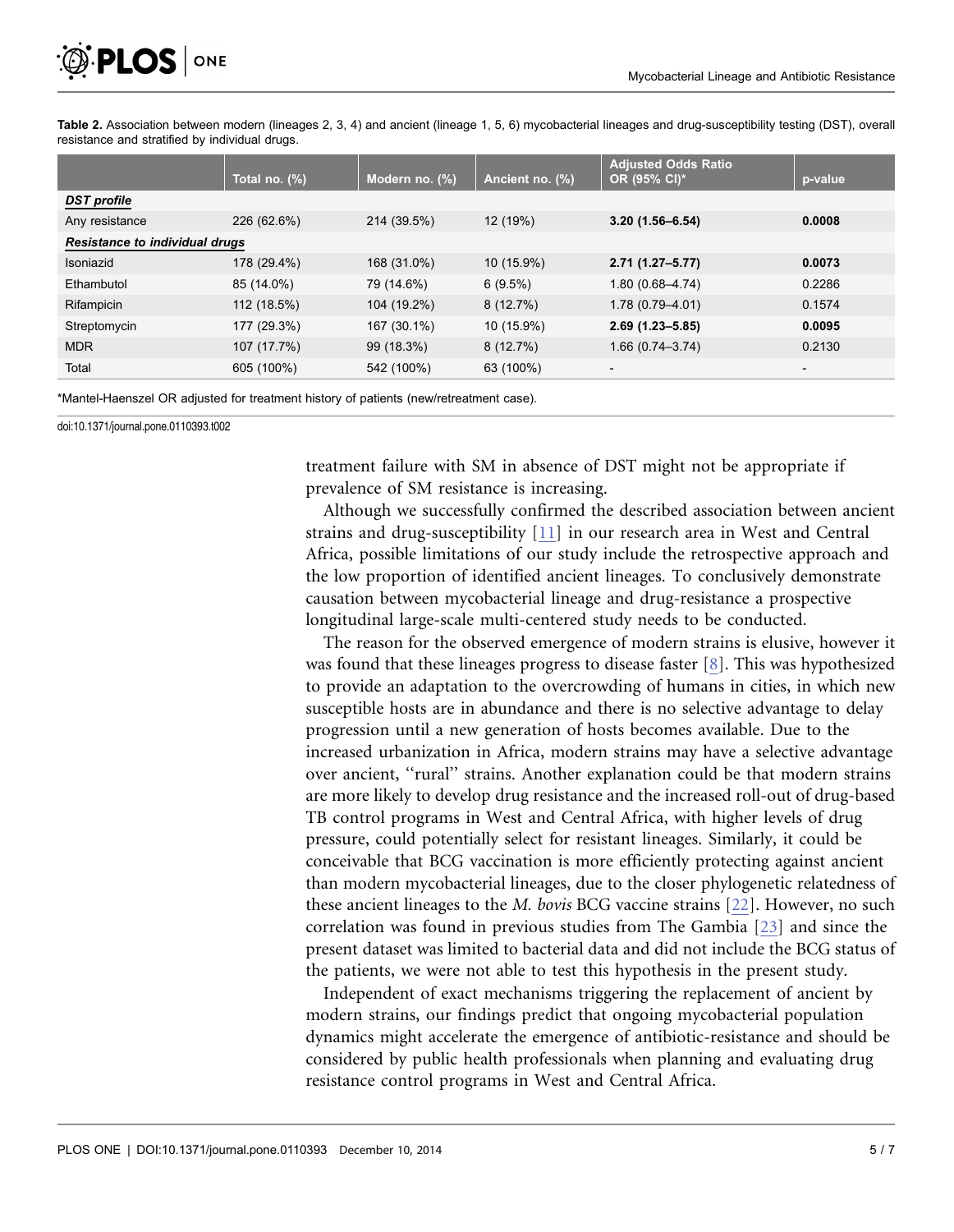**Table 2.** Association between modern (lineages 2, 3, 4) and ancient (lineage 1, 5, 6) mycobacterial lineages and drug-susceptibility testing (DST), overall resistance and stratified by individual drugs.

| | Total no. (%) | Modern no. (%) | Ancient no. (%) | Adjusted Odds Ratio OR (95% CI)* | p-value |
|---|---|---|---|---|---|
| ***DST profile*** | | | | | |
| Any resistance | 226 (62.6%) | 214 (39.5%) | 12 (19%) | **3.20 (1.56–6.54)** | **0.0008** |
| ***Resistance to individual drugs*** | | | | | |
| Isoniazid | 178 (29.4%) | 168 (31.0%) | 10 (15.9%) | **2.71 (1.27–5.77)** | **0.0073** |
| Ethambutol | 85 (14.0%) | 79 (14.6%) | 6 (9.5%) | 1.80 (0.68–4.74) | 0.2286 |
| Rifampicin | 112 (18.5%) | 104 (19.2%) | 8 (12.7%) | 1.78 (0.79–4.01) | 0.1574 |
| Streptomycin | 177 (29.3%) | 167 (30.1%) | 10 (15.9%) | **2.69 (1.23–5.85)** | **0.0095** |
| MDR | 107 (17.7%) | 99 (18.3%) | 8 (12.7%) | 1.66 (0.74–3.74) | 0.2130 |
| Total | 605 (100%) | 542 (100%) | 63 (100%) | - | - |

*Mantel-Haenszel OR adjusted for treatment history of patients (new/retreatment case).

doi:10.1371/journal.pone.0110393.t002

treatment failure with SM in absence of DST might not be appropriate if prevalence of SM resistance is increasing.

Although we successfully confirmed the described association between ancient strains and drug-susceptibility [11] in our research area in West and Central Africa, possible limitations of our study include the retrospective approach and the low proportion of identified ancient lineages. To conclusively demonstrate causation between mycobacterial lineage and drug-resistance a prospective longitudinal large-scale multi-centered study needs to be conducted.

The reason for the observed emergence of modern strains is elusive, however it was found that these lineages progress to disease faster [8]. This was hypothesized to provide an adaptation to the overcrowding of humans in cities, in which new susceptible hosts are in abundance and there is no selective advantage to delay progression until a new generation of hosts becomes available. Due to the increased urbanization in Africa, modern strains may have a selective advantage over ancient, ''rural'' strains. Another explanation could be that modern strains are more likely to develop drug resistance and the increased roll-out of drug-based TB control programs in West and Central Africa, with higher levels of drug pressure, could potentially select for resistant lineages. Similarly, it could be conceivable that BCG vaccination is more efficiently protecting against ancient than modern mycobacterial lineages, due to the closer phylogenetic relatedness of these ancient lineages to the *M. bovis* BCG vaccine strains [22]. However, no such correlation was found in previous studies from The Gambia [23] and since the present dataset was limited to bacterial data and did not include the BCG status of the patients, we were not able to test this hypothesis in the present study.

Independent of exact mechanisms triggering the replacement of ancient by modern strains, our findings predict that ongoing mycobacterial population dynamics might accelerate the emergence of antibiotic-resistance and should be considered by public health professionals when planning and evaluating drug resistance control programs in West and Central Africa.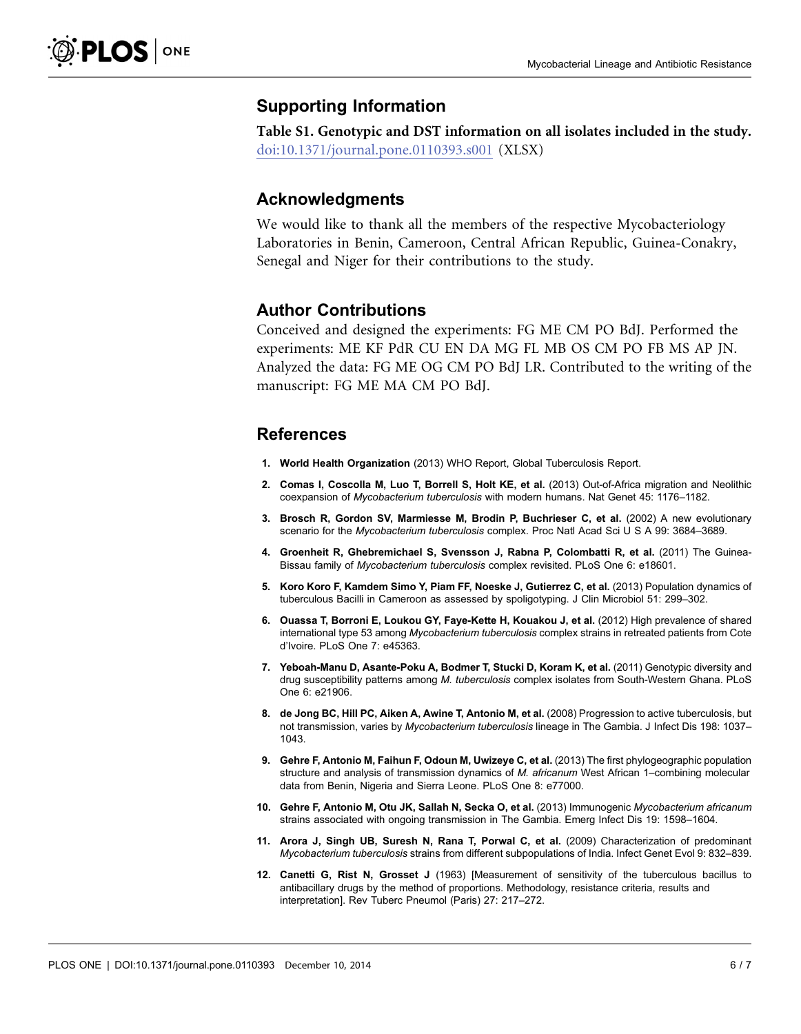## Supporting Information

**Table S1. Genotypic and DST information on all isolates included in the study.** doi:10.1371/journal.pone.0110393.s001 (XLSX)

## Acknowledgments

We would like to thank all the members of the respective Mycobacteriology Laboratories in Benin, Cameroon, Central African Republic, Guinea-Conakry, Senegal and Niger for their contributions to the study.

## Author Contributions

Conceived and designed the experiments: FG ME CM PO BdJ. Performed the experiments: ME KF PdR CU EN DA MG FL MB OS CM PO FB MS AP JN. Analyzed the data: FG ME OG CM PO BdJ LR. Contributed to the writing of the manuscript: FG ME MA CM PO BdJ.

## References

1. **World Health Organization** (2013) WHO Report, Global Tuberculosis Report.
2. **Comas I, Coscolla M, Luo T, Borrell S, Holt KE, et al.** (2013) Out-of-Africa migration and Neolithic coexpansion of *Mycobacterium tuberculosis* with modern humans. Nat Genet 45: 1176–1182.
3. **Brosch R, Gordon SV, Marmiesse M, Brodin P, Buchrieser C, et al.** (2002) A new evolutionary scenario for the *Mycobacterium tuberculosis* complex. Proc Natl Acad Sci U S A 99: 3684–3689.
4. **Groenheit R, Ghebremichael S, Svensson J, Rabna P, Colombatti R, et al.** (2011) The Guinea-Bissau family of *Mycobacterium tuberculosis* complex revisited. PLoS One 6: e18601.
5. **Koro Koro F, Kamdem Simo Y, Piam FF, Noeske J, Gutierrez C, et al.** (2013) Population dynamics of tuberculous Bacilli in Cameroon as assessed by spoligotyping. J Clin Microbiol 51: 299–302.
6. **Ouassa T, Borroni E, Loukou GY, Faye-Kette H, Kouakou J, et al.** (2012) High prevalence of shared international type 53 among *Mycobacterium tuberculosis* complex strains in retreated patients from Cote d'Ivoire. PLoS One 7: e45363.
7. **Yeboah-Manu D, Asante-Poku A, Bodmer T, Stucki D, Koram K, et al.** (2011) Genotypic diversity and drug susceptibility patterns among *M. tuberculosis* complex isolates from South-Western Ghana. PLoS One 6: e21906.
8. **de Jong BC, Hill PC, Aiken A, Awine T, Antonio M, et al.** (2008) Progression to active tuberculosis, but not transmission, varies by *Mycobacterium tuberculosis* lineage in The Gambia. J Infect Dis 198: 1037–1043.
9. **Gehre F, Antonio M, Faihun F, Odoun M, Uwizeye C, et al.** (2013) The first phylogeographic population structure and analysis of transmission dynamics of *M. africanum* West African 1–combining molecular data from Benin, Nigeria and Sierra Leone. PLoS One 8: e77000.
10. **Gehre F, Antonio M, Otu JK, Sallah N, Secka O, et al.** (2013) Immunogenic *Mycobacterium africanum* strains associated with ongoing transmission in The Gambia. Emerg Infect Dis 19: 1598–1604.
11. **Arora J, Singh UB, Suresh N, Rana T, Porwal C, et al.** (2009) Characterization of predominant *Mycobacterium tuberculosis* strains from different subpopulations of India. Infect Genet Evol 9: 832–839.
12. **Canetti G, Rist N, Grosset J** (1963) [Measurement of sensitivity of the tuberculous bacillus to antibacillary drugs by the method of proportions. Methodology, resistance criteria, results and interpretation]. Rev Tuberc Pneumol (Paris) 27: 217–272.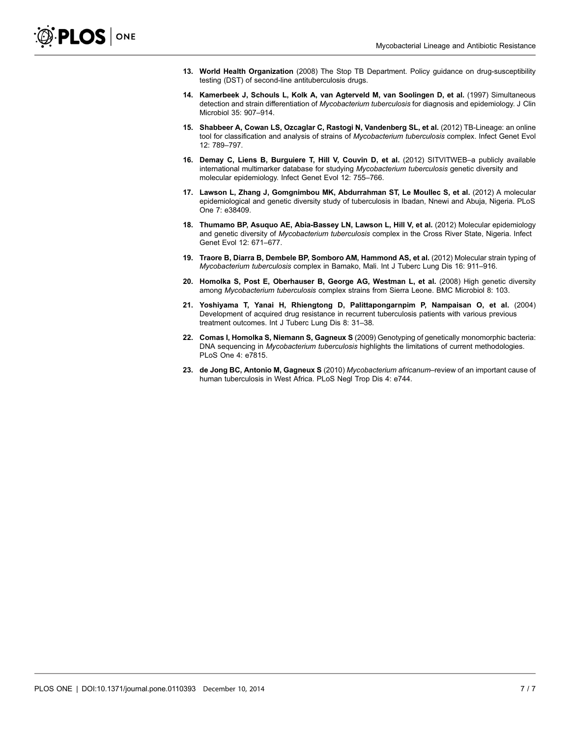13. **World Health Organization** (2008) The Stop TB Department. Policy guidance on drug-susceptibility testing (DST) of second-line antituberculosis drugs.

14. **Kamerbeek J, Schouls L, Kolk A, van Agterveld M, van Soolingen D, et al.** (1997) Simultaneous detection and strain differentiation of *Mycobacterium tuberculosis* for diagnosis and epidemiology. J Clin Microbiol 35: 907–914.

15. **Shabbeer A, Cowan LS, Ozcaglar C, Rastogi N, Vandenberg SL, et al.** (2012) TB-Lineage: an online tool for classification and analysis of strains of *Mycobacterium tuberculosis* complex. Infect Genet Evol 12: 789–797.

16. **Demay C, Liens B, Burguiere T, Hill V, Couvin D, et al.** (2012) SITVITWEB–a publicly available international multimarker database for studying *Mycobacterium tuberculosis* genetic diversity and molecular epidemiology. Infect Genet Evol 12: 755–766.

17. **Lawson L, Zhang J, Gomgnimbou MK, Abdurrahman ST, Le Moullec S, et al.** (2012) A molecular epidemiological and genetic diversity study of tuberculosis in Ibadan, Nnewi and Abuja, Nigeria. PLoS One 7: e38409.

18. **Thumamo BP, Asuquo AE, Abia-Bassey LN, Lawson L, Hill V, et al.** (2012) Molecular epidemiology and genetic diversity of *Mycobacterium tuberculosis* complex in the Cross River State, Nigeria. Infect Genet Evol 12: 671–677.

19. **Traore B, Diarra B, Dembele BP, Somboro AM, Hammond AS, et al.** (2012) Molecular strain typing of *Mycobacterium tuberculosis* complex in Bamako, Mali. Int J Tuberc Lung Dis 16: 911–916.

20. **Homolka S, Post E, Oberhauser B, George AG, Westman L, et al.** (2008) High genetic diversity among *Mycobacterium tuberculosis* complex strains from Sierra Leone. BMC Microbiol 8: 103.

21. **Yoshiyama T, Yanai H, Rhiengtong D, Palittapongarnpim P, Nampaisan O, et al.** (2004) Development of acquired drug resistance in recurrent tuberculosis patients with various previous treatment outcomes. Int J Tuberc Lung Dis 8: 31–38.

22. **Comas I, Homolka S, Niemann S, Gagneux S** (2009) Genotyping of genetically monomorphic bacteria: DNA sequencing in *Mycobacterium tuberculosis* highlights the limitations of current methodologies. PLoS One 4: e7815.

23. **de Jong BC, Antonio M, Gagneux S** (2010) *Mycobacterium africanum*–review of an important cause of human tuberculosis in West Africa. PLoS Negl Trop Dis 4: e744.